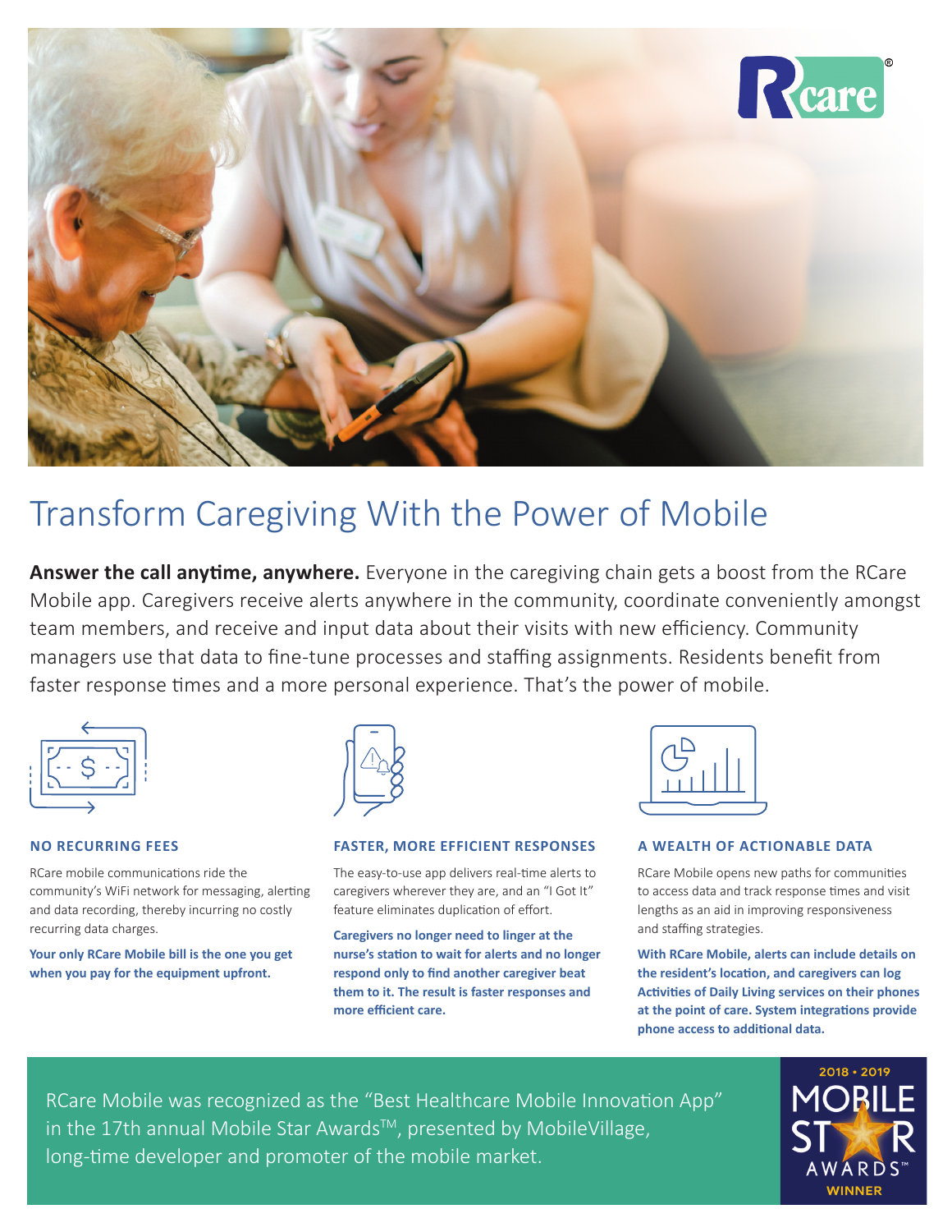# Transform Caregiving With the Power of Mobile

**Answer the call anytime, anywhere.** Everyone in the caregiving chain gets a boost from the RCare Mobile app. Caregivers receive alerts anywhere in the community, coordinate conveniently amongst team members, and receive and input data about their visits with new efficiency. Community managers use that data to fine-tune processes and staffing assignments. Residents benefit from faster response times and a more personal experience. That's the power of mobile.

### NO RECURRING FEES

RCare mobile communications ride the community's WiFi network for messaging, alerting and data recording, thereby incurring no costly recurring data charges.

**Your only RCare Mobile bill is the one you get when you pay for the equipment upfront.**

### FASTER, MORE EFFICIENT RESPONSES

The easy-to-use app delivers real-time alerts to caregivers wherever they are, and an "I Got It" feature eliminates duplication of effort.

**Caregivers no longer need to linger at the nurse's station to wait for alerts and no longer respond only to find another caregiver beat them to it. The result is faster responses and more efficient care.**

### A WEALTH OF ACTIONABLE DATA

RCare Mobile opens new paths for communities to access data and track response times and visit lengths as an aid in improving responsiveness and staffing strategies.

**With RCare Mobile, alerts can include details on the resident's location, and caregivers can log Activities of Daily Living services on their phones at the point of care. System integrations provide phone access to additional data.**

RCare Mobile was recognized as the "Best Healthcare Mobile Innovation App" in the 17th annual Mobile Star Awards™, presented by MobileVillage, long-time developer and promoter of the mobile market.

2018 • 2019 MOBILE STAR AWARDS™ WINNER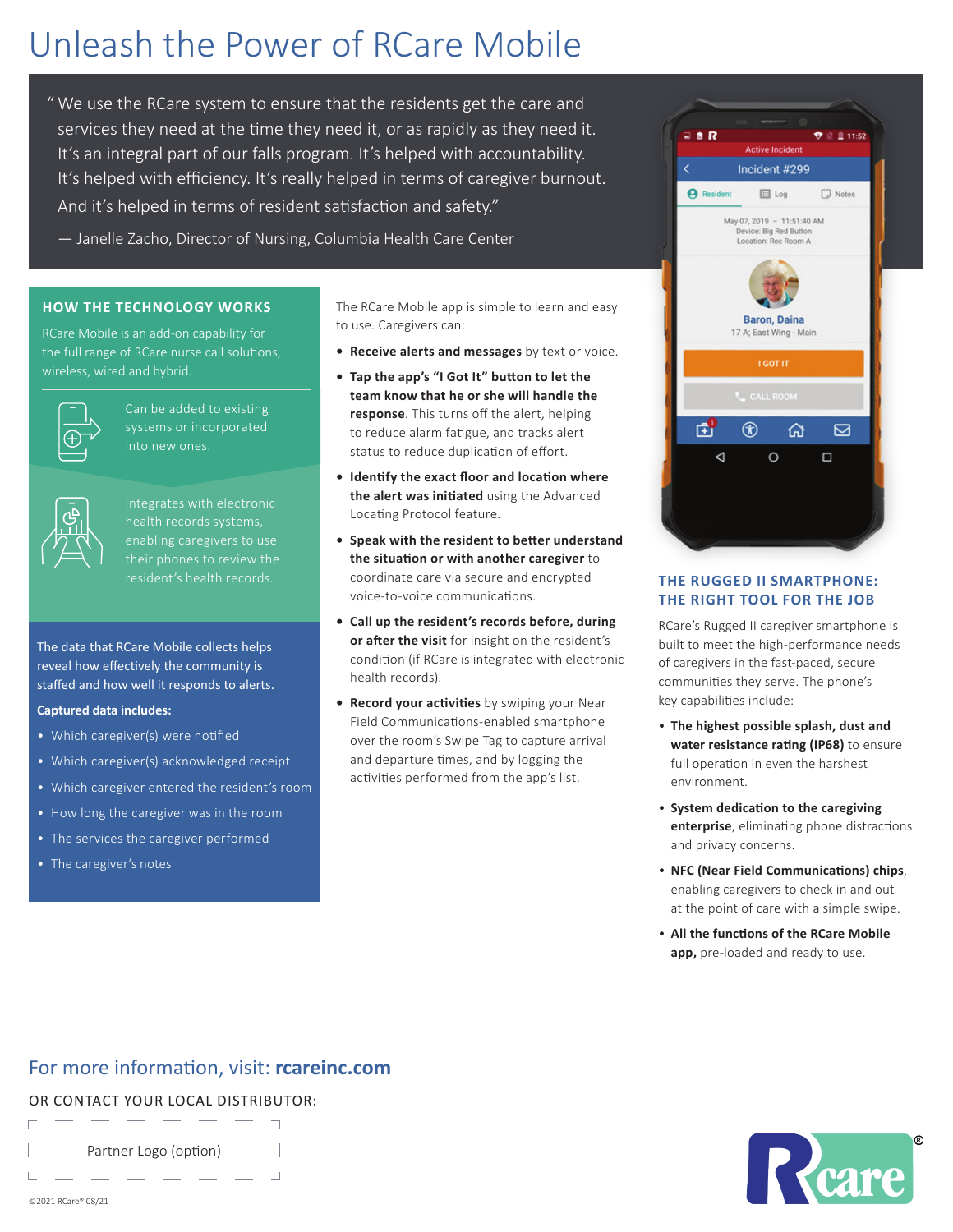# Unleash the Power of RCare Mobile

" We use the RCare system to ensure that the residents get the care and services they need at the time they need it, or as rapidly as they need it. It's an integral part of our falls program. It's helped with accountability. It's helped with efficiency. It's really helped in terms of caregiver burnout. And it's helped in terms of resident satisfaction and safety."

— Janelle Zacho, Director of Nursing, Columbia Health Care Center

## HOW THE TECHNOLOGY WORKS

RCare Mobile is an add-on capability for the full range of RCare nurse call solutions, wireless, wired and hybrid.

Can be added to existing systems or incorporated into new ones.

Integrates with electronic health records systems, enabling caregivers to use their phones to review the resident's health records.

The data that RCare Mobile collects helps reveal how effectively the community is staffed and how well it responds to alerts.

**Captured data includes:**

- Which caregiver(s) were notified
- Which caregiver(s) acknowledged receipt
- Which caregiver entered the resident's room
- How long the caregiver was in the room
- The services the caregiver performed
- The caregiver's notes

The RCare Mobile app is simple to learn and easy to use. Caregivers can:

- **Receive alerts and messages** by text or voice.
- **Tap the app's "I Got It" button to let the team know that he or she will handle the response**. This turns off the alert, helping to reduce alarm fatigue, and tracks alert status to reduce duplication of effort.
- **Identify the exact floor and location where the alert was initiated** using the Advanced Locating Protocol feature.
- **Speak with the resident to better understand the situation or with another caregiver** to coordinate care via secure and encrypted voice-to-voice communications.
- **Call up the resident's records before, during or after the visit** for insight on the resident's condition (if RCare is integrated with electronic health records).
- **Record your activities** by swiping your Near Field Communications-enabled smartphone over the room's Swipe Tag to capture arrival and departure times, and by logging the activities performed from the app's list.

## THE RUGGED II SMARTPHONE: THE RIGHT TOOL FOR THE JOB

RCare's Rugged II caregiver smartphone is built to meet the high-performance needs of caregivers in the fast-paced, secure communities they serve. The phone's key capabilities include:

- **The highest possible splash, dust and water resistance rating (IP68)** to ensure full operation in even the harshest environment.
- **System dedication to the caregiving enterprise**, eliminating phone distractions and privacy concerns.
- **NFC (Near Field Communications) chips**, enabling caregivers to check in and out at the point of care with a simple swipe.
- **All the functions of the RCare Mobile app,** pre-loaded and ready to use.

For more information, visit: **rcareinc.com**

OR CONTACT YOUR LOCAL DISTRIBUTOR:

Partner Logo (option)

©2021 RCare® 08/21